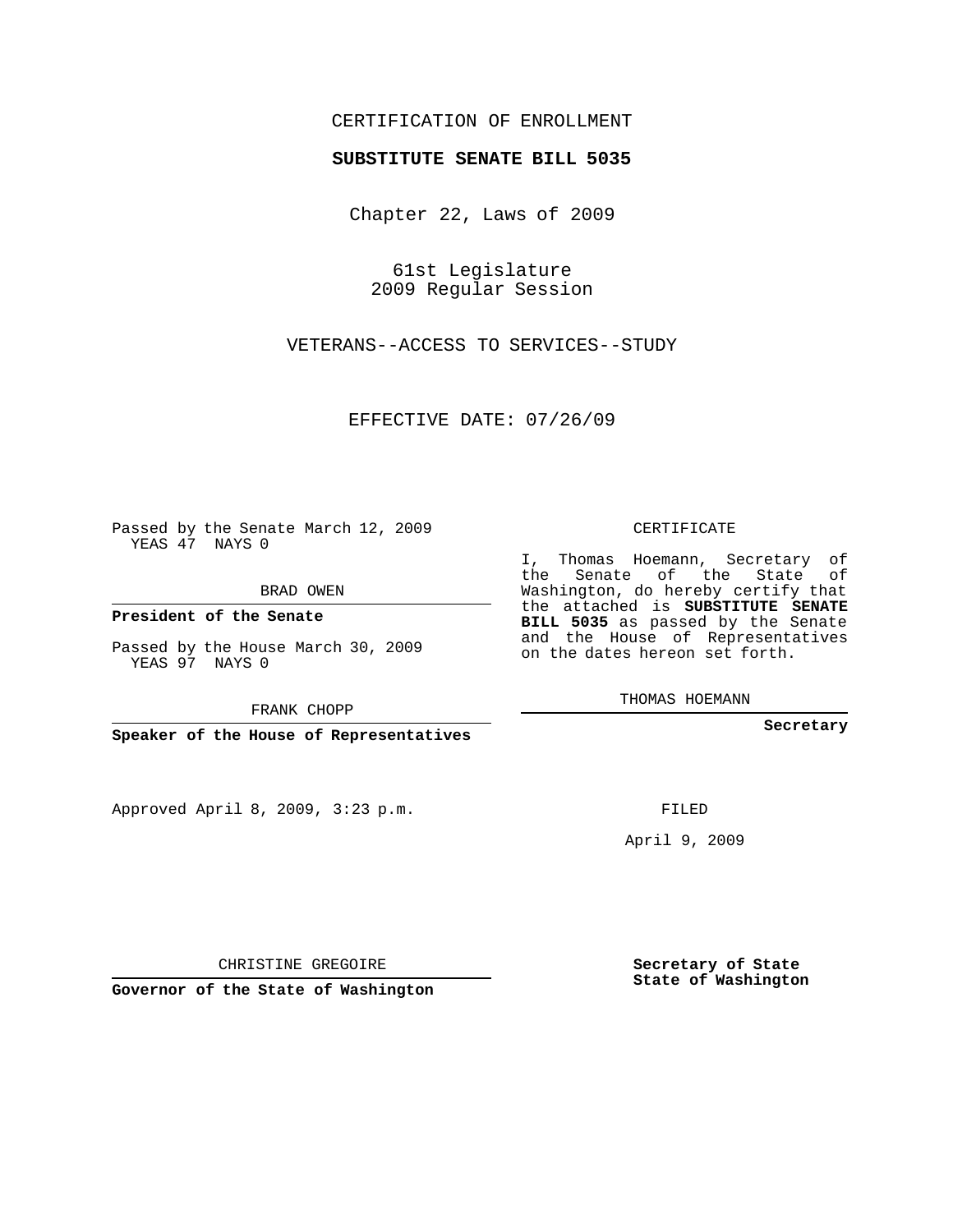CERTIFICATION OF ENROLLMENT

**SUBSTITUTE SENATE BILL 5035**

Chapter 22, Laws of 2009

61st Legislature
2009 Regular Session

VETERANS--ACCESS TO SERVICES--STUDY

EFFECTIVE DATE: 07/26/09

Passed by the Senate March 12, 2009
YEAS 47 NAYS 0

BRAD OWEN

**President of the Senate**

Passed by the House March 30, 2009
YEAS 97 NAYS 0

FRANK CHOPP

**Speaker of the House of Representatives**

Approved April 8, 2009, 3:23 p.m.

CHRISTINE GREGOIRE

**Governor of the State of Washington**

CERTIFICATE

I, Thomas Hoemann, Secretary of the Senate of the State of Washington, do hereby certify that the attached is **SUBSTITUTE SENATE BILL 5035** as passed by the Senate and the House of Representatives on the dates hereon set forth.

THOMAS HOEMANN

**Secretary**

FILED

April 9, 2009

**Secretary of State**
**State of Washington**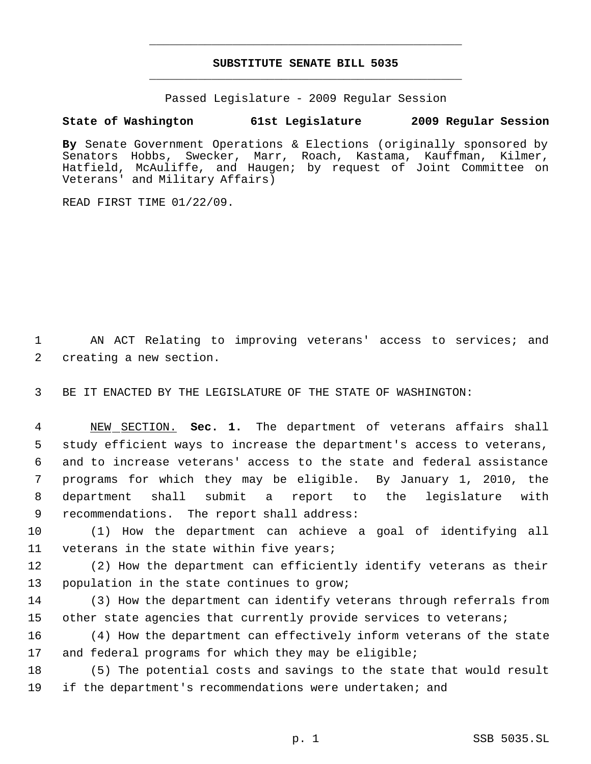# SUBSTITUTE SENATE BILL 5035

Passed Legislature - 2009 Regular Session

**State of Washington 61st Legislature 2009 Regular Session**

**By** Senate Government Operations & Elections (originally sponsored by Senators Hobbs, Swecker, Marr, Roach, Kastama, Kauffman, Kilmer, Hatfield, McAuliffe, and Haugen; by request of Joint Committee on Veterans' and Military Affairs)

READ FIRST TIME 01/22/09.

AN ACT Relating to improving veterans' access to services; and creating a new section.

BE IT ENACTED BY THE LEGISLATURE OF THE STATE OF WASHINGTON:

NEW SECTION. **Sec. 1.** The department of veterans affairs shall study efficient ways to increase the department's access to veterans, and to increase veterans' access to the state and federal assistance programs for which they may be eligible. By January 1, 2010, the department shall submit a report to the legislature with recommendations. The report shall address:

(1) How the department can achieve a goal of identifying all veterans in the state within five years;

(2) How the department can efficiently identify veterans as their population in the state continues to grow;

(3) How the department can identify veterans through referrals from other state agencies that currently provide services to veterans;

(4) How the department can effectively inform veterans of the state and federal programs for which they may be eligible;

(5) The potential costs and savings to the state that would result if the department's recommendations were undertaken; and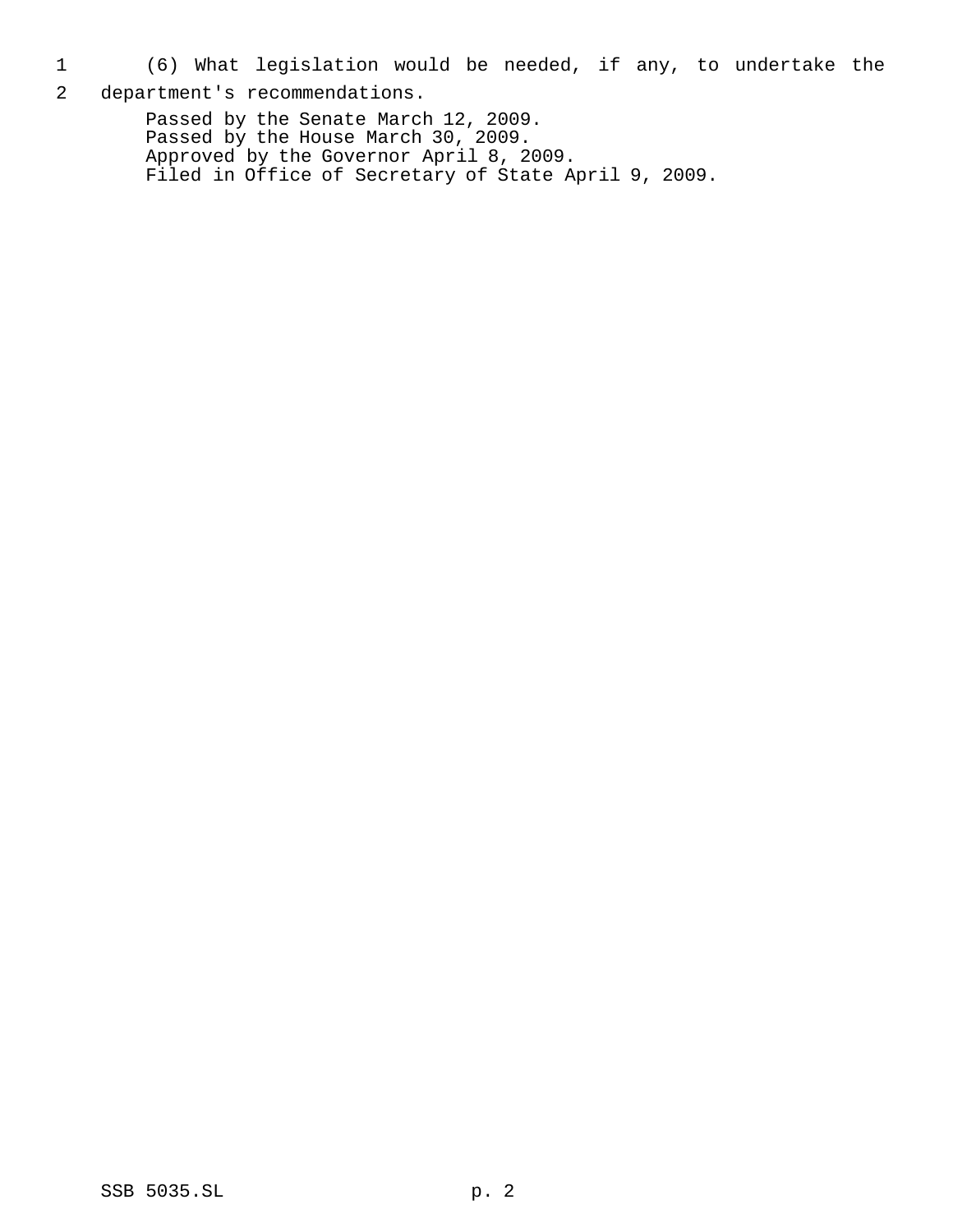(6) What legislation would be needed, if any, to undertake the department's recommendations.

Passed by the Senate March 12, 2009.
Passed by the House March 30, 2009.
Approved by the Governor April 8, 2009.
Filed in Office of Secretary of State April 9, 2009.